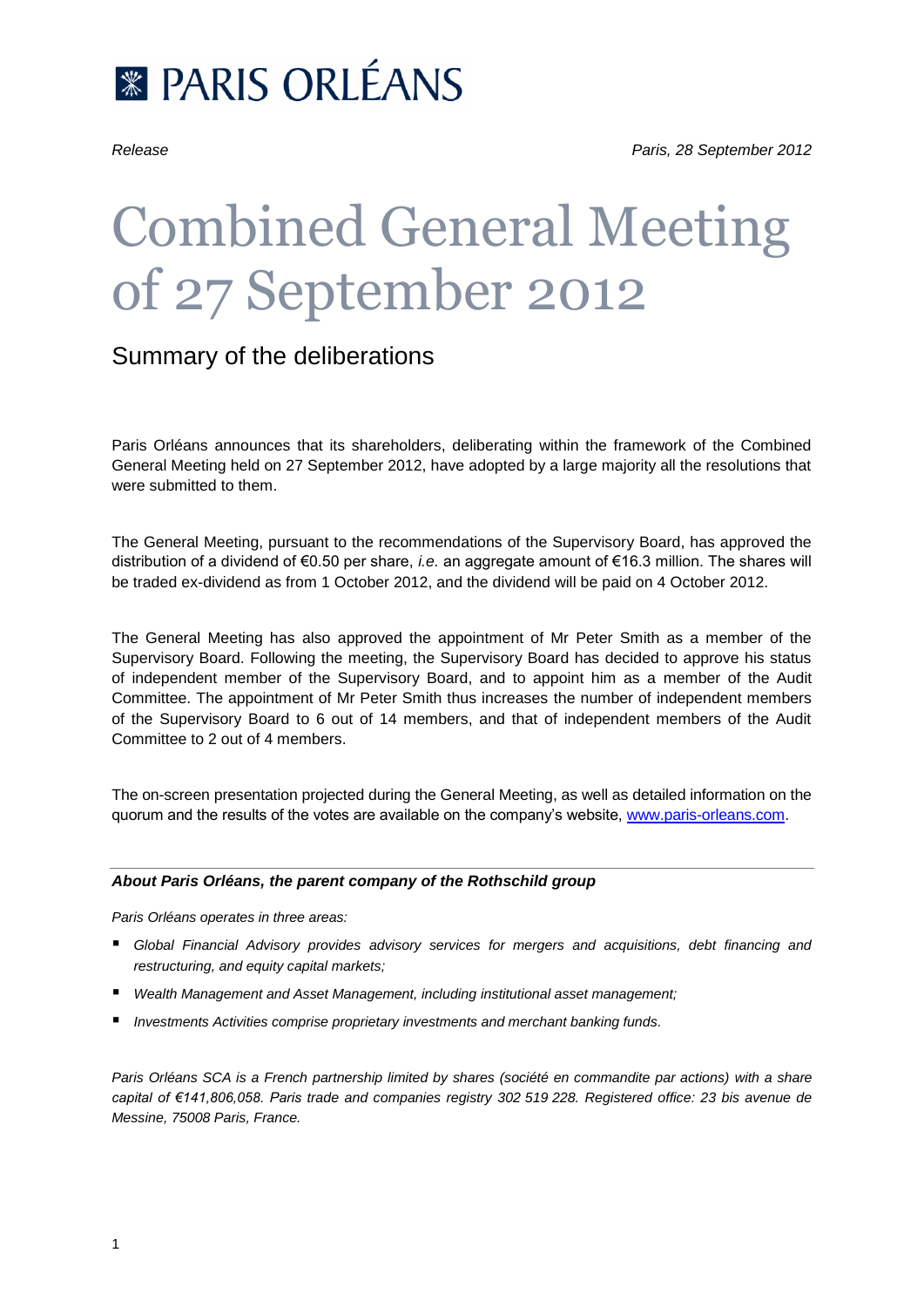# PARIS ORLÉANS

*Release* *Paris, 28 September 2012*

# Combined General Meeting of 27 September 2012

## Summary of the deliberations

Paris Orléans announces that its shareholders, deliberating within the framework of the Combined General Meeting held on 27 September 2012, have adopted by a large majority all the resolutions that were submitted to them.

The General Meeting, pursuant to the recommendations of the Supervisory Board, has approved the distribution of a dividend of €0.50 per share, *i.e.* an aggregate amount of €16.3 million. The shares will be traded ex-dividend as from 1 October 2012, and the dividend will be paid on 4 October 2012.

The General Meeting has also approved the appointment of Mr Peter Smith as a member of the Supervisory Board. Following the meeting, the Supervisory Board has decided to approve his status of independent member of the Supervisory Board, and to appoint him as a member of the Audit Committee. The appointment of Mr Peter Smith thus increases the number of independent members of the Supervisory Board to 6 out of 14 members, and that of independent members of the Audit Committee to 2 out of 4 members.

The on-screen presentation projected during the General Meeting, as well as detailed information on the quorum and the results of the votes are available on the company's website, [www.paris-orleans.com](http://www.paris-orleans.com).

---

***About Paris Orléans, the parent company of the Rothschild group***

*Paris Orléans operates in three areas:*

- *Global Financial Advisory provides advisory services for mergers and acquisitions, debt financing and restructuring, and equity capital markets;*
- *Wealth Management and Asset Management, including institutional asset management;*
- *Investments Activities comprise proprietary investments and merchant banking funds.*

*Paris Orléans SCA is a French partnership limited by shares (société en commandite par actions) with a share capital of €141,806,058. Paris trade and companies registry 302 519 228. Registered office: 23 bis avenue de Messine, 75008 Paris, France.*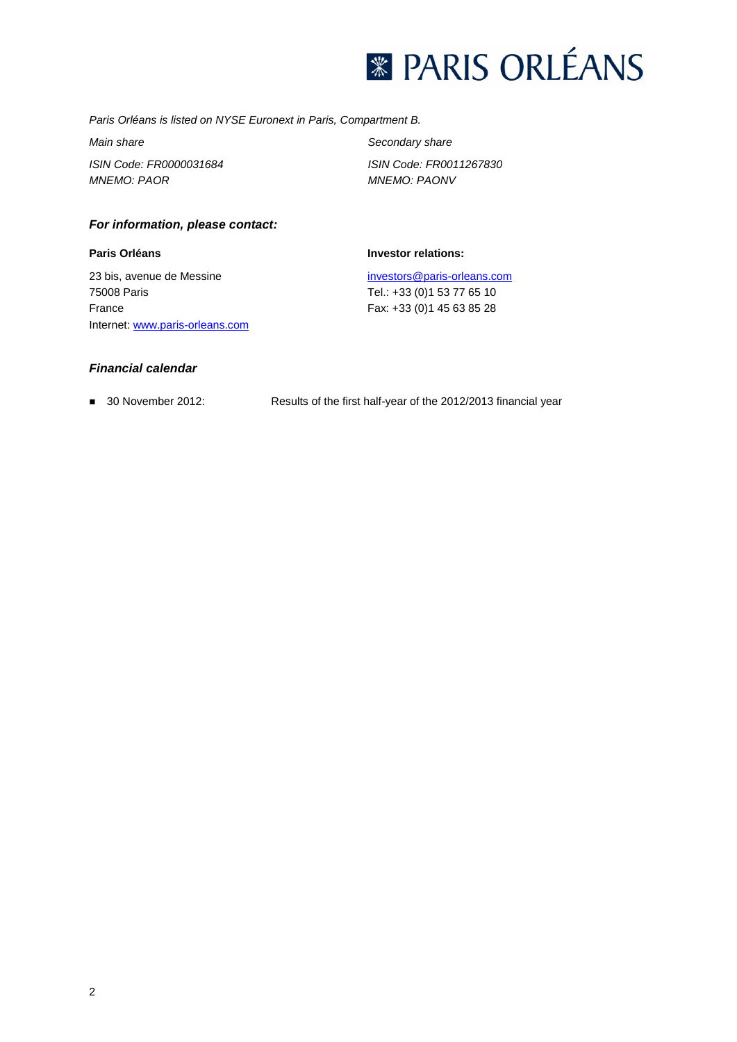*Paris Orléans is listed on NYSE Euronext in Paris, Compartment B.*

*Main share*

*ISIN Code: FR0000031684*
*MNEMO: PAOR*

*Secondary share*

*ISIN Code: FR0011267830*
*MNEMO: PAONV*

### *For information, please contact:*

**Paris Orléans**

23 bis, avenue de Messine
75008 Paris
France
Internet: www.paris-orleans.com

**Investor relations:**

investors@paris-orleans.com
Tel.: +33 (0)1 53 77 65 10
Fax: +33 (0)1 45 63 85 28

### *Financial calendar*

- 30 November 2012: Results of the first half-year of the 2012/2013 financial year